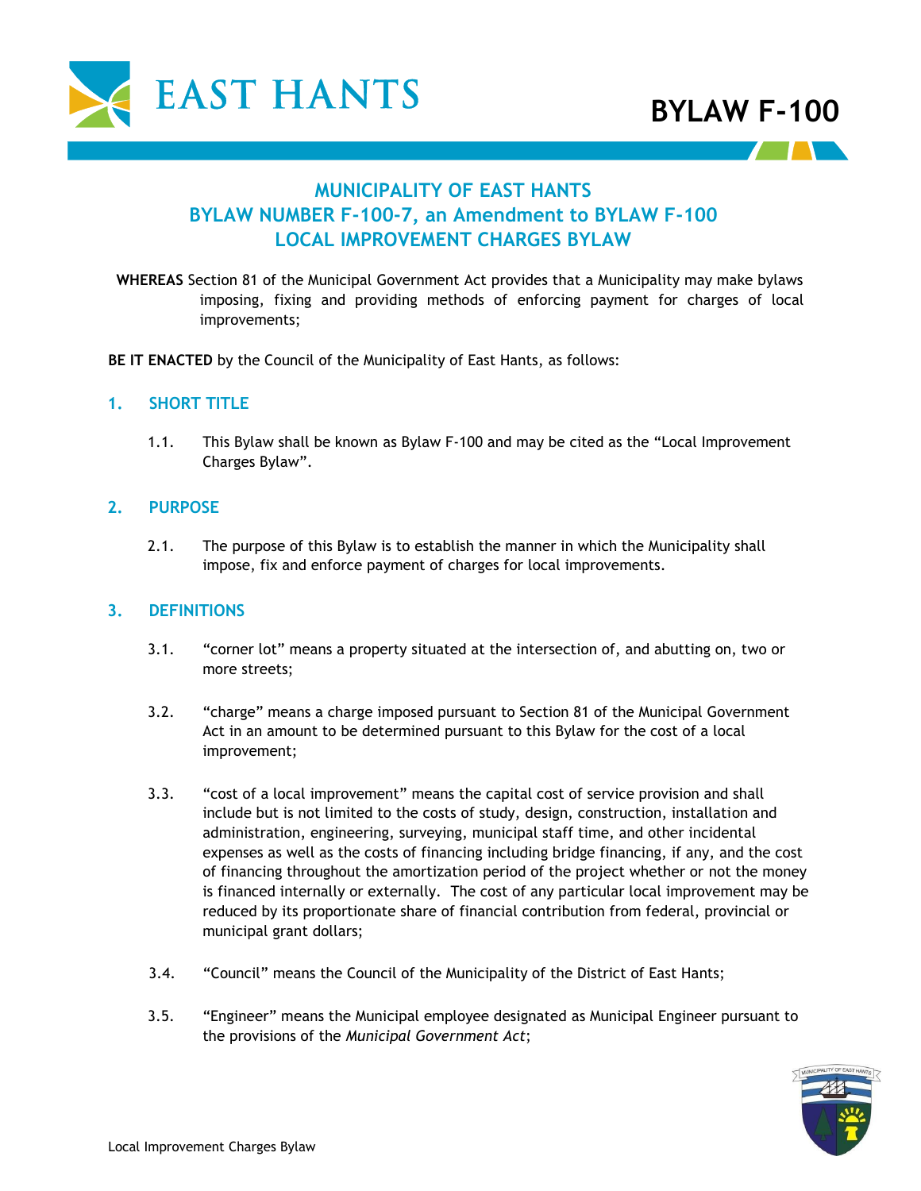# BYLAW F-100

## MUNICIPALITY OF EAST HANTS
## BYLAW NUMBER F-100-7, an Amendment to BYLAW F-100
## LOCAL IMPROVEMENT CHARGES BYLAW

**WHEREAS** Section 81 of the Municipal Government Act provides that a Municipality may make bylaws imposing, fixing and providing methods of enforcing payment for charges of local improvements;

**BE IT ENACTED** by the Council of the Municipality of East Hants, as follows:

### 1. SHORT TITLE

1.1. This Bylaw shall be known as Bylaw F-100 and may be cited as the "Local Improvement Charges Bylaw".

### 2. PURPOSE

2.1. The purpose of this Bylaw is to establish the manner in which the Municipality shall impose, fix and enforce payment of charges for local improvements.

### 3. DEFINITIONS

3.1. "corner lot" means a property situated at the intersection of, and abutting on, two or more streets;

3.2. "charge" means a charge imposed pursuant to Section 81 of the Municipal Government Act in an amount to be determined pursuant to this Bylaw for the cost of a local improvement;

3.3. "cost of a local improvement" means the capital cost of service provision and shall include but is not limited to the costs of study, design, construction, installation and administration, engineering, surveying, municipal staff time, and other incidental expenses as well as the costs of financing including bridge financing, if any, and the cost of financing throughout the amortization period of the project whether or not the money is financed internally or externally. The cost of any particular local improvement may be reduced by its proportionate share of financial contribution from federal, provincial or municipal grant dollars;

3.4. "Council" means the Council of the Municipality of the District of East Hants;

3.5. "Engineer" means the Municipal employee designated as Municipal Engineer pursuant to the provisions of the *Municipal Government Act*;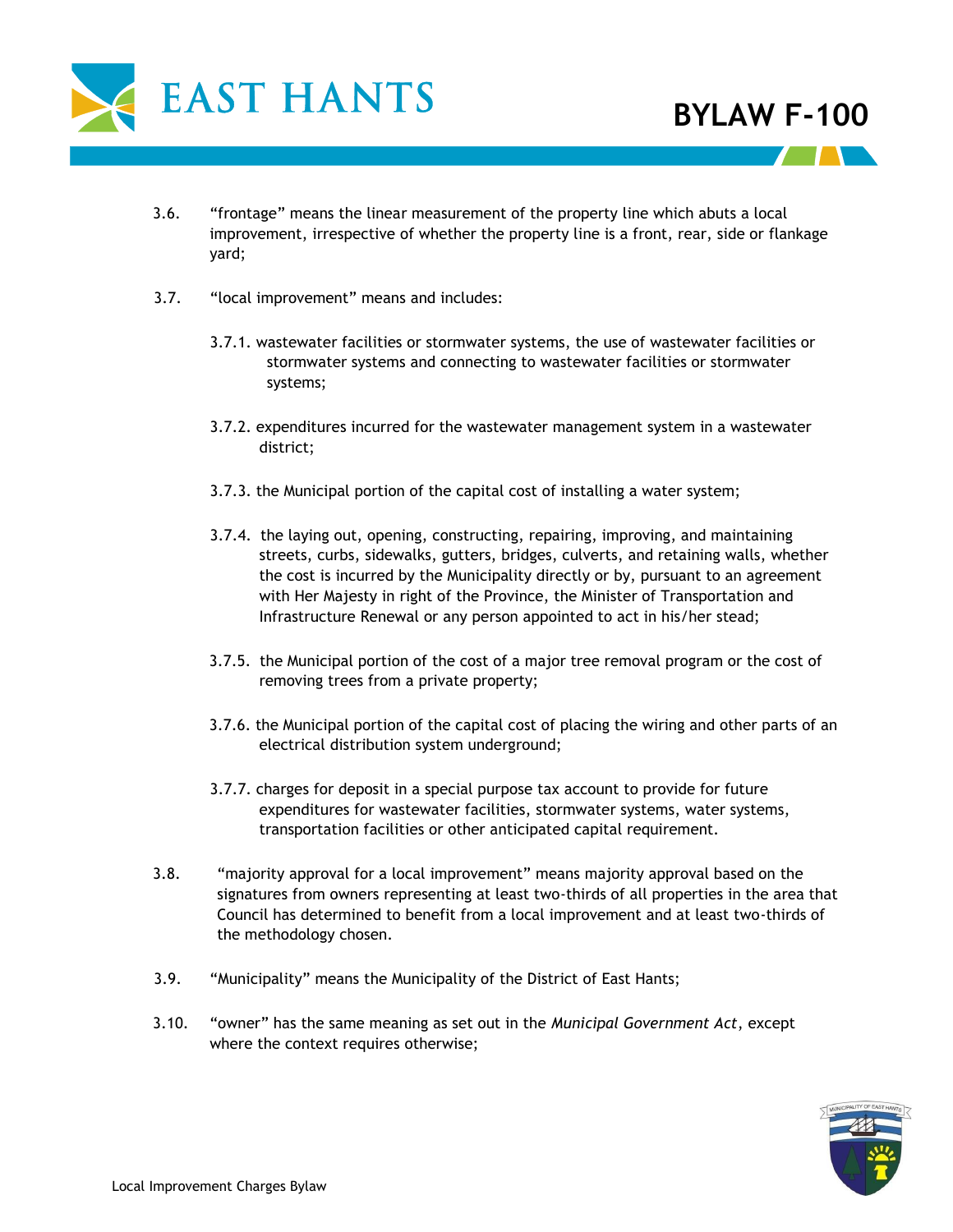3.6. "frontage" means the linear measurement of the property line which abuts a local improvement, irrespective of whether the property line is a front, rear, side or flankage yard;

3.7. "local improvement" means and includes:

3.7.1. wastewater facilities or stormwater systems, the use of wastewater facilities or stormwater systems and connecting to wastewater facilities or stormwater systems;

3.7.2. expenditures incurred for the wastewater management system in a wastewater district;

3.7.3. the Municipal portion of the capital cost of installing a water system;

3.7.4. the laying out, opening, constructing, repairing, improving, and maintaining streets, curbs, sidewalks, gutters, bridges, culverts, and retaining walls, whether the cost is incurred by the Municipality directly or by, pursuant to an agreement with Her Majesty in right of the Province, the Minister of Transportation and Infrastructure Renewal or any person appointed to act in his/her stead;

3.7.5. the Municipal portion of the cost of a major tree removal program or the cost of removing trees from a private property;

3.7.6. the Municipal portion of the capital cost of placing the wiring and other parts of an electrical distribution system underground;

3.7.7. charges for deposit in a special purpose tax account to provide for future expenditures for wastewater facilities, stormwater systems, water systems, transportation facilities or other anticipated capital requirement.

3.8. "majority approval for a local improvement" means majority approval based on the signatures from owners representing at least two-thirds of all properties in the area that Council has determined to benefit from a local improvement and at least two-thirds of the methodology chosen.

3.9. "Municipality" means the Municipality of the District of East Hants;

3.10. "owner" has the same meaning as set out in the *Municipal Government Act*, except where the context requires otherwise;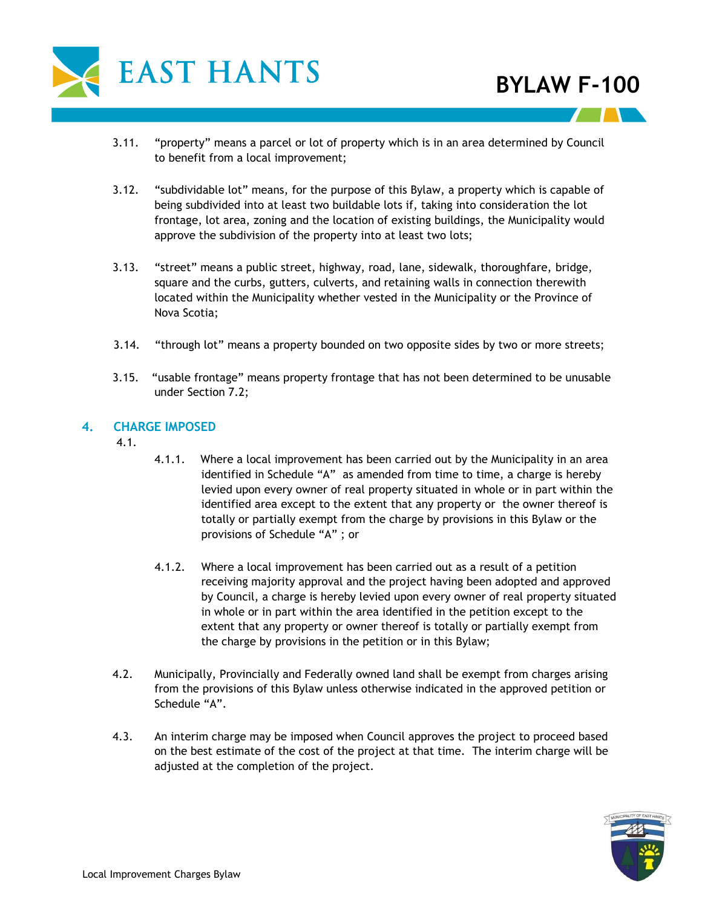3.11. "property" means a parcel or lot of property which is in an area determined by Council to benefit from a local improvement;

3.12. "subdividable lot" means, for the purpose of this Bylaw, a property which is capable of being subdivided into at least two buildable lots if, taking into consideration the lot frontage, lot area, zoning and the location of existing buildings, the Municipality would approve the subdivision of the property into at least two lots;

3.13. "street" means a public street, highway, road, lane, sidewalk, thoroughfare, bridge, square and the curbs, gutters, culverts, and retaining walls in connection therewith located within the Municipality whether vested in the Municipality or the Province of Nova Scotia;

3.14. "through lot" means a property bounded on two opposite sides by two or more streets;

3.15. "usable frontage" means property frontage that has not been determined to be unusable under Section 7.2;

## 4. CHARGE IMPOSED

4.1.

4.1.1. Where a local improvement has been carried out by the Municipality in an area identified in Schedule "A" as amended from time to time, a charge is hereby levied upon every owner of real property situated in whole or in part within the identified area except to the extent that any property or the owner thereof is totally or partially exempt from the charge by provisions in this Bylaw or the provisions of Schedule "A" ; or

4.1.2. Where a local improvement has been carried out as a result of a petition receiving majority approval and the project having been adopted and approved by Council, a charge is hereby levied upon every owner of real property situated in whole or in part within the area identified in the petition except to the extent that any property or owner thereof is totally or partially exempt from the charge by provisions in the petition or in this Bylaw;

4.2. Municipally, Provincially and Federally owned land shall be exempt from charges arising from the provisions of this Bylaw unless otherwise indicated in the approved petition or Schedule "A".

4.3. An interim charge may be imposed when Council approves the project to proceed based on the best estimate of the cost of the project at that time. The interim charge will be adjusted at the completion of the project.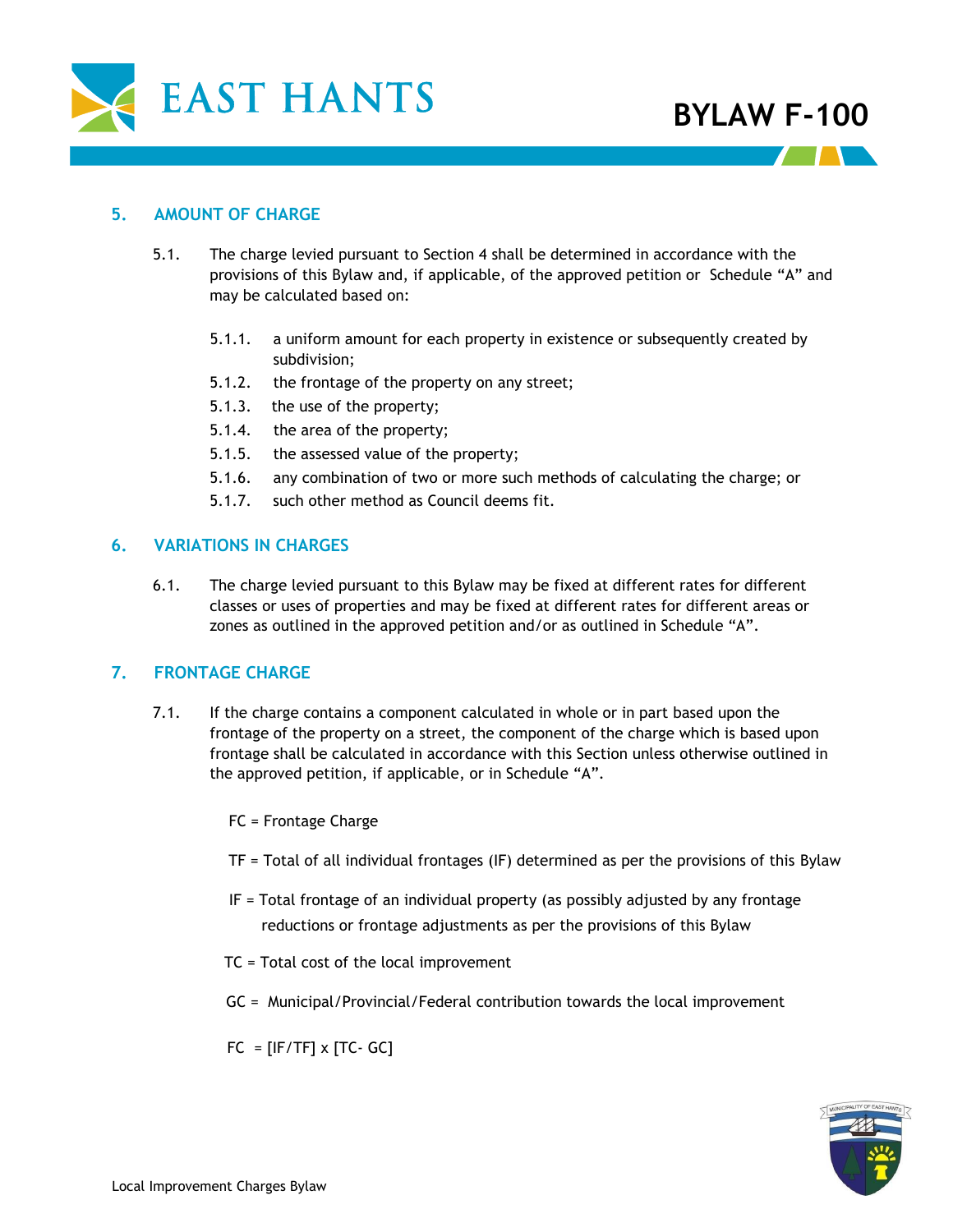## 5. AMOUNT OF CHARGE

5.1. The charge levied pursuant to Section 4 shall be determined in accordance with the provisions of this Bylaw and, if applicable, of the approved petition or Schedule "A" and may be calculated based on:

- 5.1.1. a uniform amount for each property in existence or subsequently created by subdivision;
- 5.1.2. the frontage of the property on any street;
- 5.1.3. the use of the property;
- 5.1.4. the area of the property;
- 5.1.5. the assessed value of the property;
- 5.1.6. any combination of two or more such methods of calculating the charge; or
- 5.1.7. such other method as Council deems fit.

## 6. VARIATIONS IN CHARGES

6.1. The charge levied pursuant to this Bylaw may be fixed at different rates for different classes or uses of properties and may be fixed at different rates for different areas or zones as outlined in the approved petition and/or as outlined in Schedule "A".

## 7. FRONTAGE CHARGE

7.1. If the charge contains a component calculated in whole or in part based upon the frontage of the property on a street, the component of the charge which is based upon frontage shall be calculated in accordance with this Section unless otherwise outlined in the approved petition, if applicable, or in Schedule "A".

FC = Frontage Charge

TF = Total of all individual frontages (IF) determined as per the provisions of this Bylaw

IF = Total frontage of an individual property (as possibly adjusted by any frontage reductions or frontage adjustments as per the provisions of this Bylaw

TC = Total cost of the local improvement

GC = Municipal/Provincial/Federal contribution towards the local improvement

$$FC = [IF/TF] \times [TC - GC]$$

Local Improvement Charges Bylaw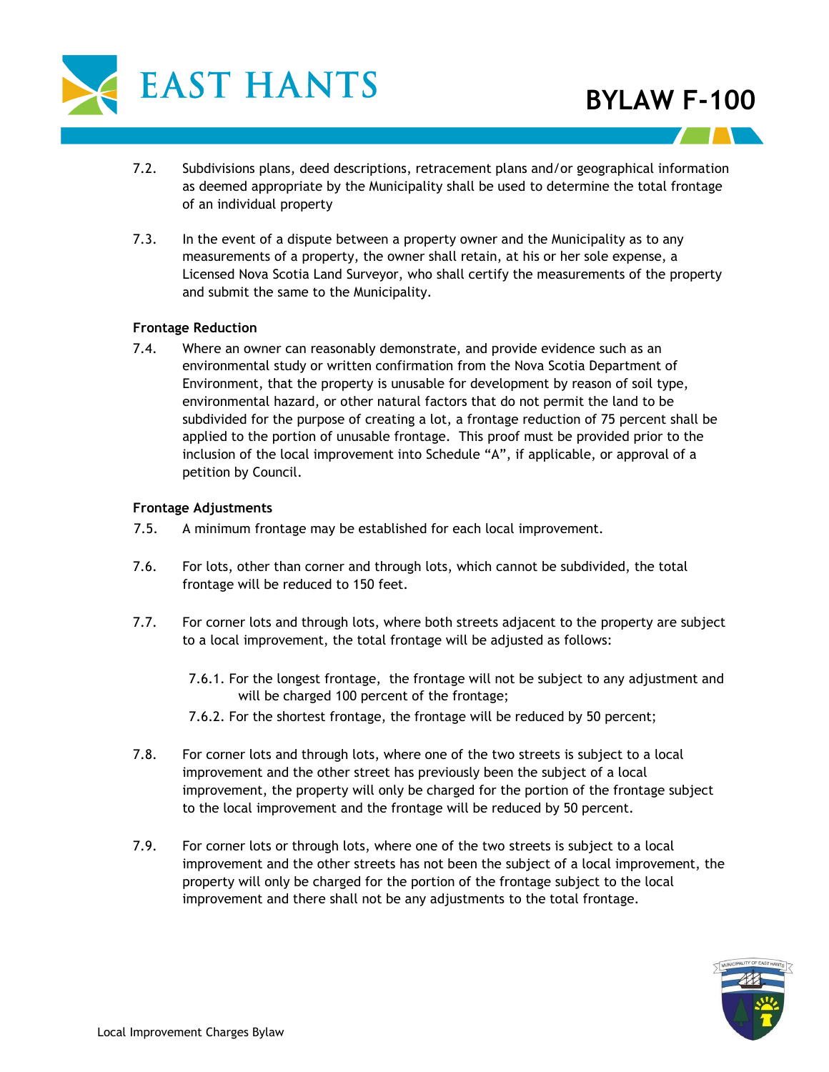7.2. Subdivisions plans, deed descriptions, retracement plans and/or geographical information as deemed appropriate by the Municipality shall be used to determine the total frontage of an individual property

7.3. In the event of a dispute between a property owner and the Municipality as to any measurements of a property, the owner shall retain, at his or her sole expense, a Licensed Nova Scotia Land Surveyor, who shall certify the measurements of the property and submit the same to the Municipality.

**Frontage Reduction**

7.4. Where an owner can reasonably demonstrate, and provide evidence such as an environmental study or written confirmation from the Nova Scotia Department of Environment, that the property is unusable for development by reason of soil type, environmental hazard, or other natural factors that do not permit the land to be subdivided for the purpose of creating a lot, a frontage reduction of 75 percent shall be applied to the portion of unusable frontage. This proof must be provided prior to the inclusion of the local improvement into Schedule "A", if applicable, or approval of a petition by Council.

**Frontage Adjustments**

7.5. A minimum frontage may be established for each local improvement.

7.6. For lots, other than corner and through lots, which cannot be subdivided, the total frontage will be reduced to 150 feet.

7.7. For corner lots and through lots, where both streets adjacent to the property are subject to a local improvement, the total frontage will be adjusted as follows:

- 7.6.1. For the longest frontage, the frontage will not be subject to any adjustment and will be charged 100 percent of the frontage;
- 7.6.2. For the shortest frontage, the frontage will be reduced by 50 percent;

7.8. For corner lots and through lots, where one of the two streets is subject to a local improvement and the other street has previously been the subject of a local improvement, the property will only be charged for the portion of the frontage subject to the local improvement and the frontage will be reduced by 50 percent.

7.9. For corner lots or through lots, where one of the two streets is subject to a local improvement and the other streets has not been the subject of a local improvement, the property will only be charged for the portion of the frontage subject to the local improvement and there shall not be any adjustments to the total frontage.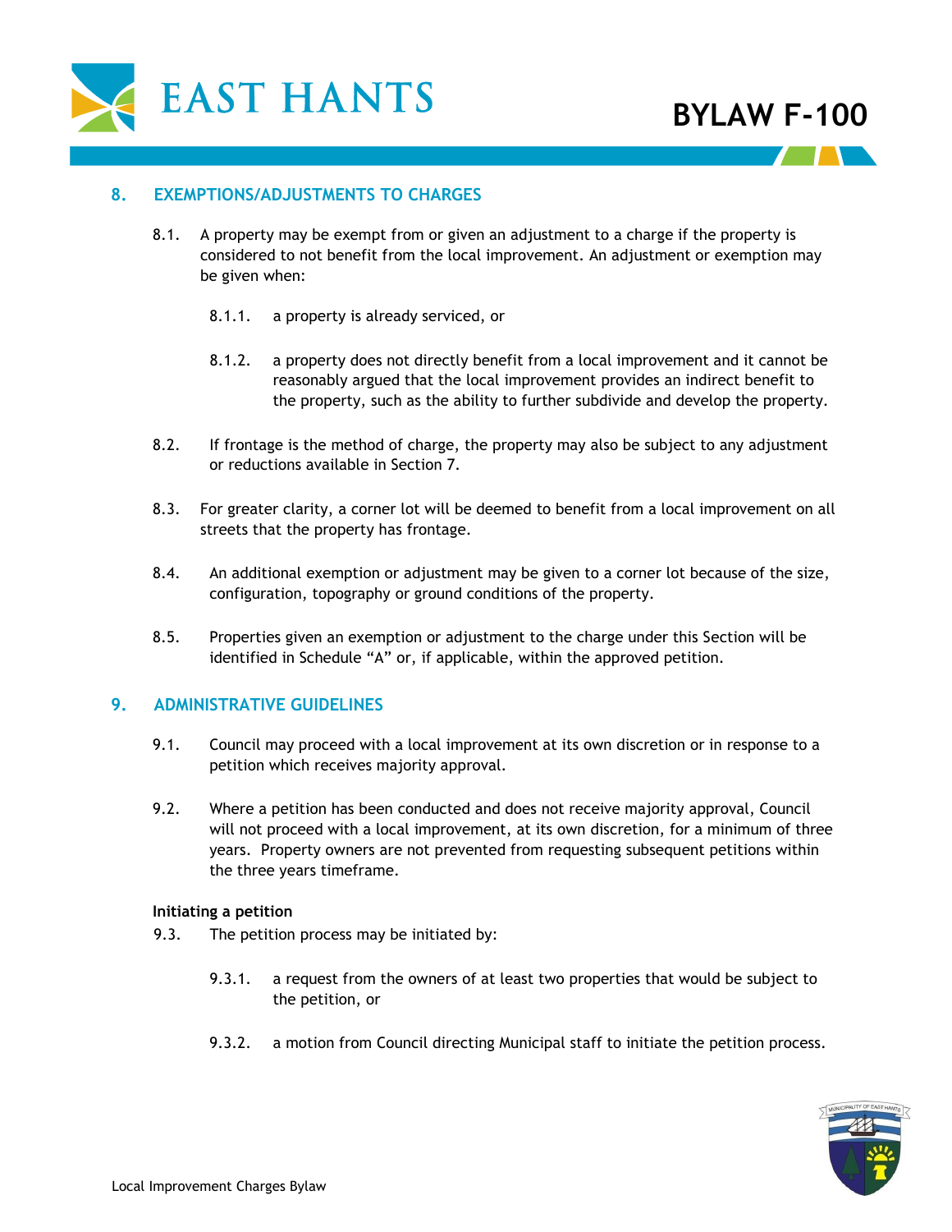## 8. EXEMPTIONS/ADJUSTMENTS TO CHARGES

8.1. A property may be exempt from or given an adjustment to a charge if the property is considered to not benefit from the local improvement. An adjustment or exemption may be given when:

8.1.1. a property is already serviced, or

8.1.2. a property does not directly benefit from a local improvement and it cannot be reasonably argued that the local improvement provides an indirect benefit to the property, such as the ability to further subdivide and develop the property.

8.2. If frontage is the method of charge, the property may also be subject to any adjustment or reductions available in Section 7.

8.3. For greater clarity, a corner lot will be deemed to benefit from a local improvement on all streets that the property has frontage.

8.4. An additional exemption or adjustment may be given to a corner lot because of the size, configuration, topography or ground conditions of the property.

8.5. Properties given an exemption or adjustment to the charge under this Section will be identified in Schedule "A" or, if applicable, within the approved petition.

## 9. ADMINISTRATIVE GUIDELINES

9.1. Council may proceed with a local improvement at its own discretion or in response to a petition which receives majority approval.

9.2. Where a petition has been conducted and does not receive majority approval, Council will not proceed with a local improvement, at its own discretion, for a minimum of three years. Property owners are not prevented from requesting subsequent petitions within the three years timeframe.

**Initiating a petition**

9.3. The petition process may be initiated by:

9.3.1. a request from the owners of at least two properties that would be subject to the petition, or

9.3.2. a motion from Council directing Municipal staff to initiate the petition process.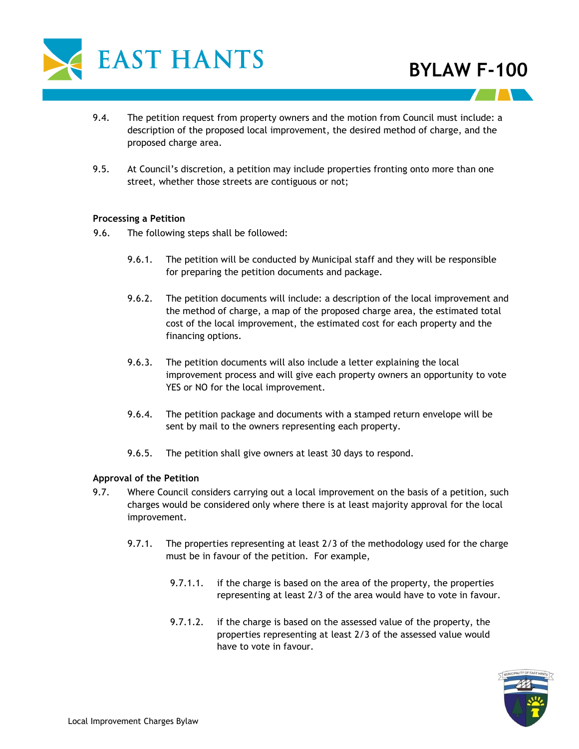9.4. The petition request from property owners and the motion from Council must include: a description of the proposed local improvement, the desired method of charge, and the proposed charge area.

9.5. At Council's discretion, a petition may include properties fronting onto more than one street, whether those streets are contiguous or not;

**Processing a Petition**

9.6. The following steps shall be followed:

> 9.6.1. The petition will be conducted by Municipal staff and they will be responsible for preparing the petition documents and package.
>
> 9.6.2. The petition documents will include: a description of the local improvement and the method of charge, a map of the proposed charge area, the estimated total cost of the local improvement, the estimated cost for each property and the financing options.
>
> 9.6.3. The petition documents will also include a letter explaining the local improvement process and will give each property owners an opportunity to vote YES or NO for the local improvement.
>
> 9.6.4. The petition package and documents with a stamped return envelope will be sent by mail to the owners representing each property.
>
> 9.6.5. The petition shall give owners at least 30 days to respond.

**Approval of the Petition**

9.7. Where Council considers carrying out a local improvement on the basis of a petition, such charges would be considered only where there is at least majority approval for the local improvement.

> 9.7.1. The properties representing at least 2/3 of the methodology used for the charge must be in favour of the petition. For example,
>
> > 9.7.1.1. if the charge is based on the area of the property, the properties representing at least 2/3 of the area would have to vote in favour.
> >
> > 9.7.1.2. if the charge is based on the assessed value of the property, the properties representing at least 2/3 of the assessed value would have to vote in favour.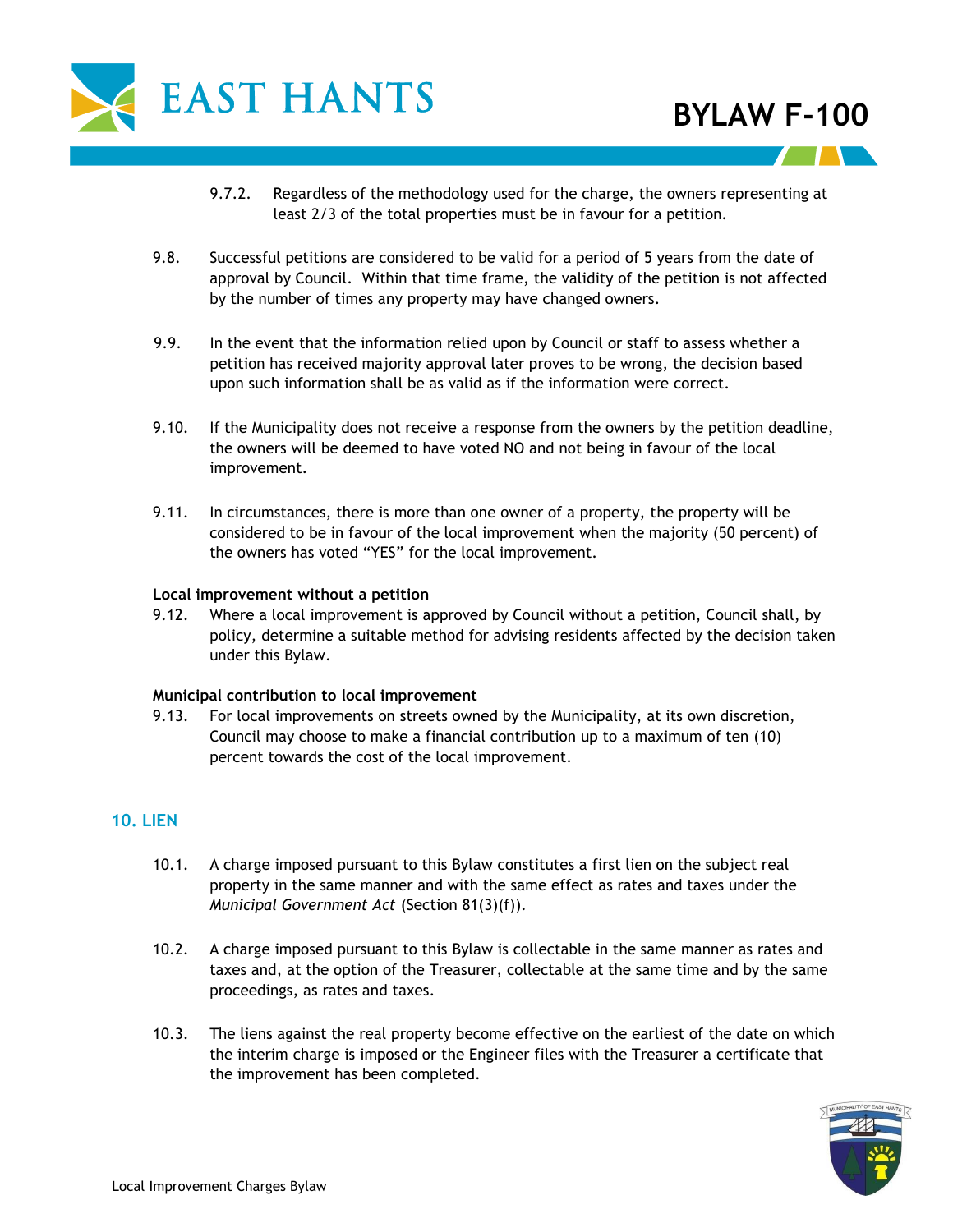9.7.2. Regardless of the methodology used for the charge, the owners representing at least 2/3 of the total properties must be in favour for a petition.

9.8. Successful petitions are considered to be valid for a period of 5 years from the date of approval by Council. Within that time frame, the validity of the petition is not affected by the number of times any property may have changed owners.

9.9. In the event that the information relied upon by Council or staff to assess whether a petition has received majority approval later proves to be wrong, the decision based upon such information shall be as valid as if the information were correct.

9.10. If the Municipality does not receive a response from the owners by the petition deadline, the owners will be deemed to have voted NO and not being in favour of the local improvement.

9.11. In circumstances, there is more than one owner of a property, the property will be considered to be in favour of the local improvement when the majority (50 percent) of the owners has voted "YES" for the local improvement.

**Local improvement without a petition**

9.12. Where a local improvement is approved by Council without a petition, Council shall, by policy, determine a suitable method for advising residents affected by the decision taken under this Bylaw.

**Municipal contribution to local improvement**

9.13. For local improvements on streets owned by the Municipality, at its own discretion, Council may choose to make a financial contribution up to a maximum of ten (10) percent towards the cost of the local improvement.

## 10. LIEN

10.1. A charge imposed pursuant to this Bylaw constitutes a first lien on the subject real property in the same manner and with the same effect as rates and taxes under the *Municipal Government Act* (Section 81(3)(f)).

10.2. A charge imposed pursuant to this Bylaw is collectable in the same manner as rates and taxes and, at the option of the Treasurer, collectable at the same time and by the same proceedings, as rates and taxes.

10.3. The liens against the real property become effective on the earliest of the date on which the interim charge is imposed or the Engineer files with the Treasurer a certificate that the improvement has been completed.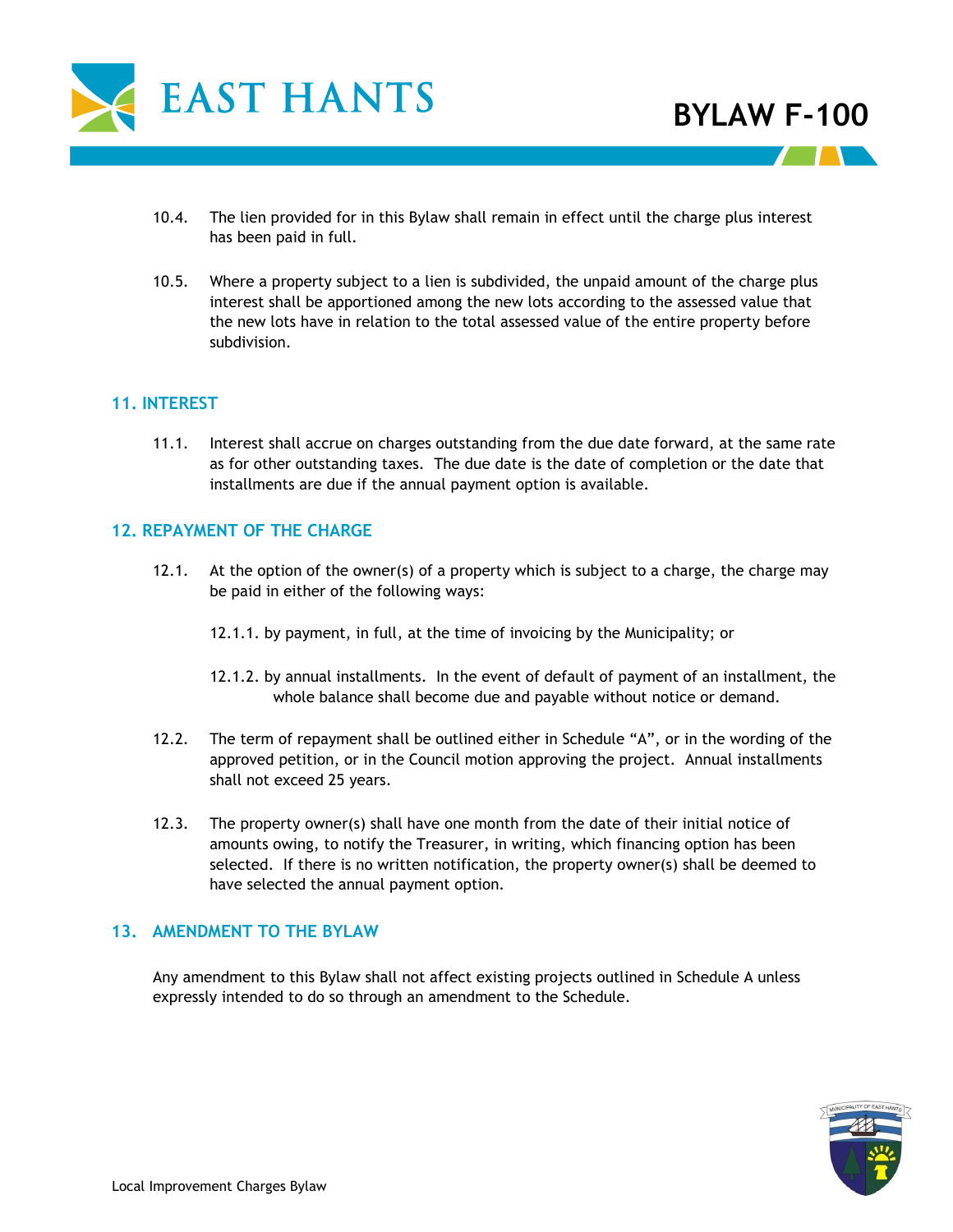10.4. The lien provided for in this Bylaw shall remain in effect until the charge plus interest has been paid in full.

10.5. Where a property subject to a lien is subdivided, the unpaid amount of the charge plus interest shall be apportioned among the new lots according to the assessed value that the new lots have in relation to the total assessed value of the entire property before subdivision.

## 11. INTEREST

11.1. Interest shall accrue on charges outstanding from the due date forward, at the same rate as for other outstanding taxes. The due date is the date of completion or the date that installments are due if the annual payment option is available.

## 12. REPAYMENT OF THE CHARGE

12.1. At the option of the owner(s) of a property which is subject to a charge, the charge may be paid in either of the following ways:

12.1.1. by payment, in full, at the time of invoicing by the Municipality; or

12.1.2. by annual installments. In the event of default of payment of an installment, the whole balance shall become due and payable without notice or demand.

12.2. The term of repayment shall be outlined either in Schedule "A", or in the wording of the approved petition, or in the Council motion approving the project. Annual installments shall not exceed 25 years.

12.3. The property owner(s) shall have one month from the date of their initial notice of amounts owing, to notify the Treasurer, in writing, which financing option has been selected. If there is no written notification, the property owner(s) shall be deemed to have selected the annual payment option.

## 13. AMENDMENT TO THE BYLAW

Any amendment to this Bylaw shall not affect existing projects outlined in Schedule A unless expressly intended to do so through an amendment to the Schedule.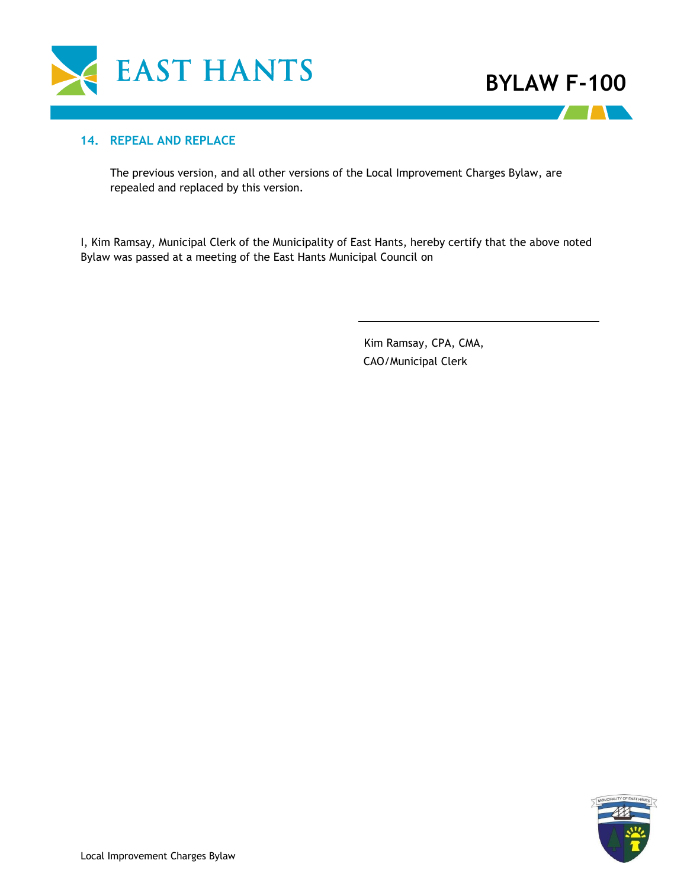## 14. REPEAL AND REPLACE

The previous version, and all other versions of the Local Improvement Charges Bylaw, are repealed and replaced by this version.

I, Kim Ramsay, Municipal Clerk of the Municipality of East Hants, hereby certify that the above noted Bylaw was passed at a meeting of the East Hants Municipal Council on

\_\_\_\_\_\_\_\_\_\_\_\_\_\_\_\_\_\_\_\_\_\_\_\_\_\_\_\_\_\_\_\_\_\_\_\_

Kim Ramsay, CPA, CMA,
CAO/Municipal Clerk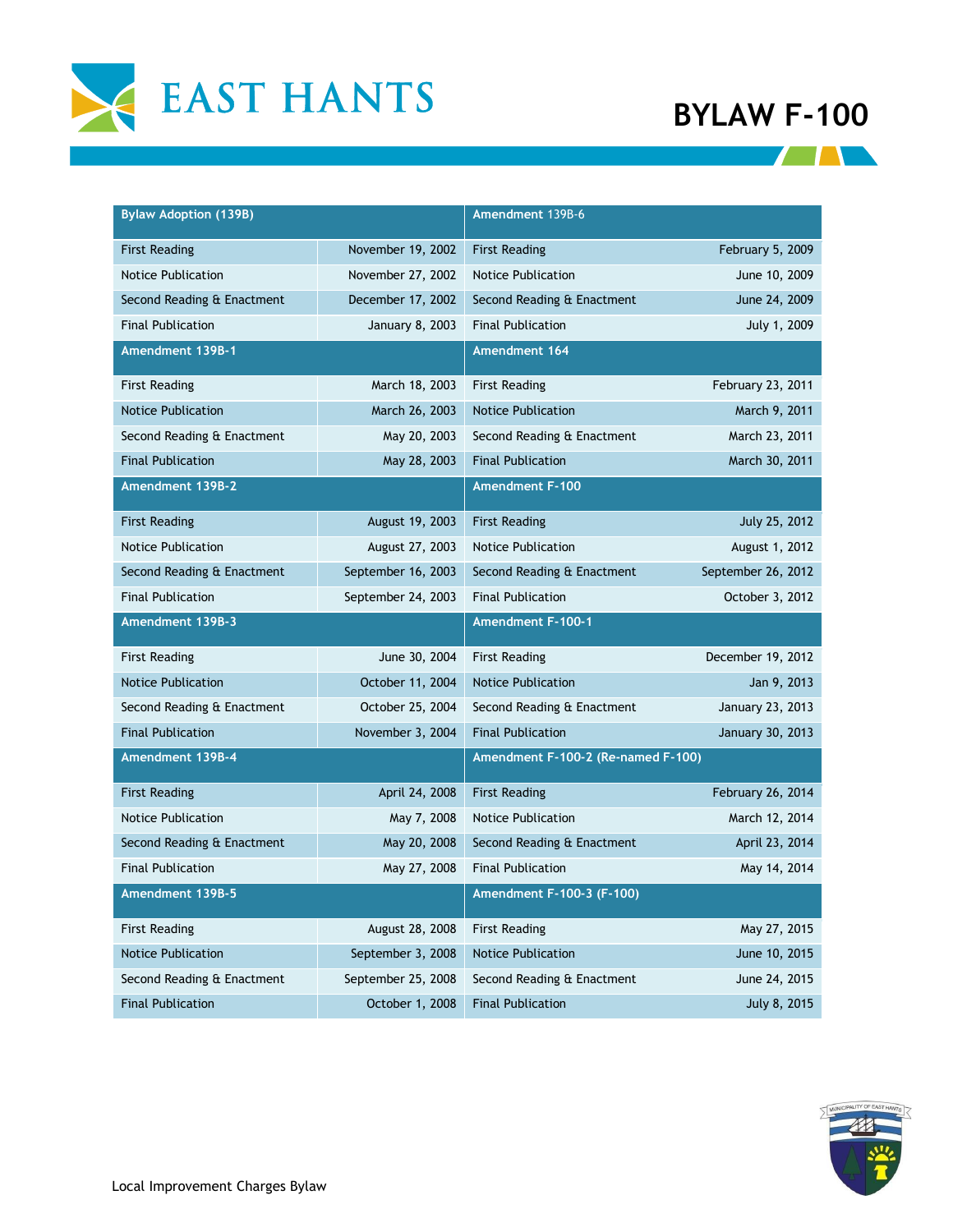# BYLAW F-100

| Bylaw Adoption (139B) | | Amendment 139B-6 | |
|---|---|---|---|
| First Reading | November 19, 2002 | First Reading | February 5, 2009 |
| Notice Publication | November 27, 2002 | Notice Publication | June 10, 2009 |
| Second Reading & Enactment | December 17, 2002 | Second Reading & Enactment | June 24, 2009 |
| Final Publication | January 8, 2003 | Final Publication | July 1, 2009 |
| **Amendment 139B-1** | | **Amendment 164** | |
| First Reading | March 18, 2003 | First Reading | February 23, 2011 |
| Notice Publication | March 26, 2003 | Notice Publication | March 9, 2011 |
| Second Reading & Enactment | May 20, 2003 | Second Reading & Enactment | March 23, 2011 |
| Final Publication | May 28, 2003 | Final Publication | March 30, 2011 |
| **Amendment 139B-2** | | **Amendment F-100** | |
| First Reading | August 19, 2003 | First Reading | July 25, 2012 |
| Notice Publication | August 27, 2003 | Notice Publication | August 1, 2012 |
| Second Reading & Enactment | September 16, 2003 | Second Reading & Enactment | September 26, 2012 |
| Final Publication | September 24, 2003 | Final Publication | October 3, 2012 |
| **Amendment 139B-3** | | **Amendment F-100-1** | |
| First Reading | June 30, 2004 | First Reading | December 19, 2012 |
| Notice Publication | October 11, 2004 | Notice Publication | Jan 9, 2013 |
| Second Reading & Enactment | October 25, 2004 | Second Reading & Enactment | January 23, 2013 |
| Final Publication | November 3, 2004 | Final Publication | January 30, 2013 |
| **Amendment 139B-4** | | **Amendment F-100-2 (Re-named F-100)** | |
| First Reading | April 24, 2008 | First Reading | February 26, 2014 |
| Notice Publication | May 7, 2008 | Notice Publication | March 12, 2014 |
| Second Reading & Enactment | May 20, 2008 | Second Reading & Enactment | April 23, 2014 |
| Final Publication | May 27, 2008 | Final Publication | May 14, 2014 |
| **Amendment 139B-5** | | **Amendment F-100-3 (F-100)** | |
| First Reading | August 28, 2008 | First Reading | May 27, 2015 |
| Notice Publication | September 3, 2008 | Notice Publication | June 10, 2015 |
| Second Reading & Enactment | September 25, 2008 | Second Reading & Enactment | June 24, 2015 |
| Final Publication | October 1, 2008 | Final Publication | July 8, 2015 |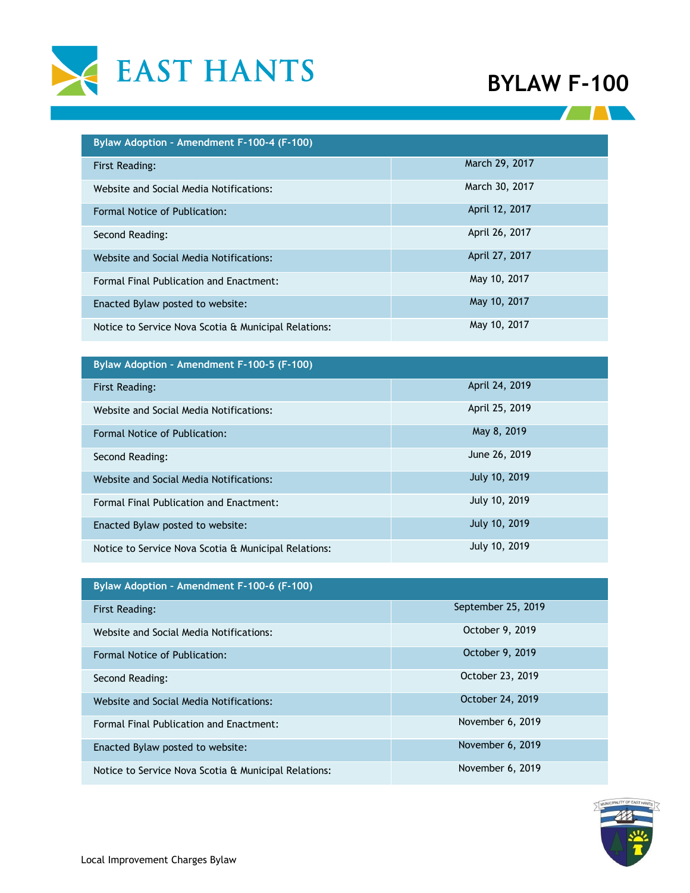| Bylaw Adoption - Amendment F-100-4 (F-100) | |
|---|---|
| First Reading: | March 29, 2017 |
| Website and Social Media Notifications: | March 30, 2017 |
| Formal Notice of Publication: | April 12, 2017 |
| Second Reading: | April 26, 2017 |
| Website and Social Media Notifications: | April 27, 2017 |
| Formal Final Publication and Enactment: | May 10, 2017 |
| Enacted Bylaw posted to website: | May 10, 2017 |
| Notice to Service Nova Scotia & Municipal Relations: | May 10, 2017 |

| Bylaw Adoption - Amendment F-100-5 (F-100) | |
|---|---|
| First Reading: | April 24, 2019 |
| Website and Social Media Notifications: | April 25, 2019 |
| Formal Notice of Publication: | May 8, 2019 |
| Second Reading: | June 26, 2019 |
| Website and Social Media Notifications: | July 10, 2019 |
| Formal Final Publication and Enactment: | July 10, 2019 |
| Enacted Bylaw posted to website: | July 10, 2019 |
| Notice to Service Nova Scotia & Municipal Relations: | July 10, 2019 |

| Bylaw Adoption - Amendment F-100-6 (F-100) | |
|---|---|
| First Reading: | September 25, 2019 |
| Website and Social Media Notifications: | October 9, 2019 |
| Formal Notice of Publication: | October 9, 2019 |
| Second Reading: | October 23, 2019 |
| Website and Social Media Notifications: | October 24, 2019 |
| Formal Final Publication and Enactment: | November 6, 2019 |
| Enacted Bylaw posted to website: | November 6, 2019 |
| Notice to Service Nova Scotia & Municipal Relations: | November 6, 2019 |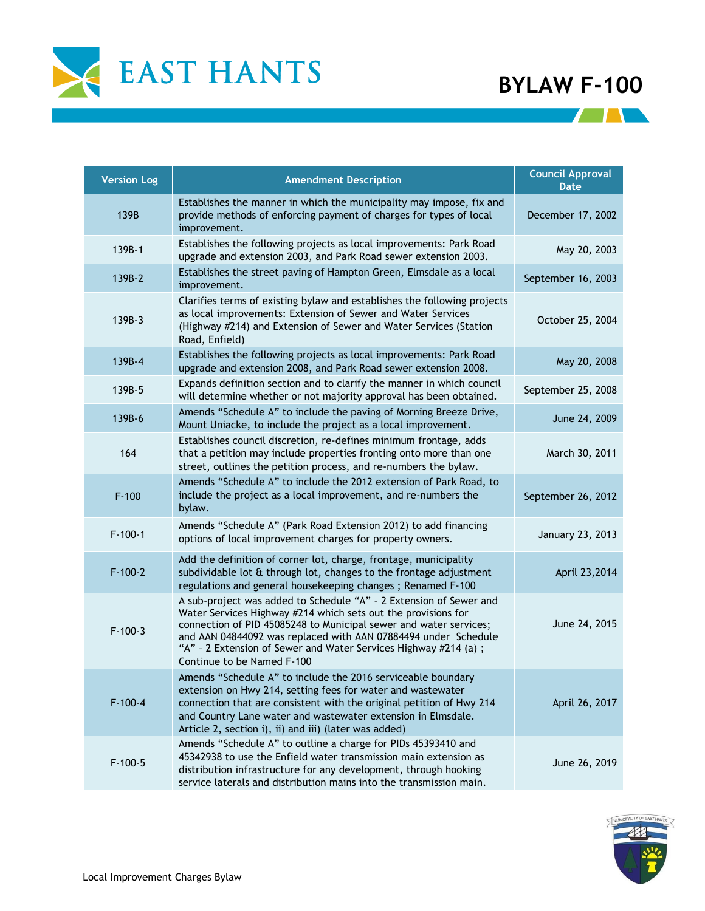# BYLAW F-100

| Version Log | Amendment Description | Council Approval Date |
|---|---|---|
| 139B | Establishes the manner in which the municipality may impose, fix and provide methods of enforcing payment of charges for types of local improvement. | December 17, 2002 |
| 139B-1 | Establishes the following projects as local improvements: Park Road upgrade and extension 2003, and Park Road sewer extension 2003. | May 20, 2003 |
| 139B-2 | Establishes the street paving of Hampton Green, Elmsdale as a local improvement. | September 16, 2003 |
| 139B-3 | Clarifies terms of existing bylaw and establishes the following projects as local improvements: Extension of Sewer and Water Services (Highway #214) and Extension of Sewer and Water Services (Station Road, Enfield) | October 25, 2004 |
| 139B-4 | Establishes the following projects as local improvements: Park Road upgrade and extension 2008, and Park Road sewer extension 2008. | May 20, 2008 |
| 139B-5 | Expands definition section and to clarify the manner in which council will determine whether or not majority approval has been obtained. | September 25, 2008 |
| 139B-6 | Amends "Schedule A" to include the paving of Morning Breeze Drive, Mount Uniacke, to include the project as a local improvement. | June 24, 2009 |
| 164 | Establishes council discretion, re-defines minimum frontage, adds that a petition may include properties fronting onto more than one street, outlines the petition process, and re-numbers the bylaw. | March 30, 2011 |
| F-100 | Amends "Schedule A" to include the 2012 extension of Park Road, to include the project as a local improvement, and re-numbers the bylaw. | September 26, 2012 |
| F-100-1 | Amends "Schedule A" (Park Road Extension 2012) to add financing options of local improvement charges for property owners. | January 23, 2013 |
| F-100-2 | Add the definition of corner lot, charge, frontage, municipality subdividable lot & through lot, changes to the frontage adjustment regulations and general housekeeping changes ; Renamed F-100 | April 23,2014 |
| F-100-3 | A sub-project was added to Schedule "A" – 2 Extension of Sewer and Water Services Highway #214 which sets out the provisions for connection of PID 45085248 to Municipal sewer and water services; and AAN 04844092 was replaced with AAN 07884494 under Schedule "A" – 2 Extension of Sewer and Water Services Highway #214 (a) ; Continue to be Named F-100 | June 24, 2015 |
| F-100-4 | Amends "Schedule A" to include the 2016 serviceable boundary extension on Hwy 214, setting fees for water and wastewater connection that are consistent with the original petition of Hwy 214 and Country Lane water and wastewater extension in Elmsdale. Article 2, section i), ii) and iii) (later was added) | April 26, 2017 |
| F-100-5 | Amends "Schedule A" to outline a charge for PIDs 45393410 and 45342938 to use the Enfield water transmission main extension as distribution infrastructure for any development, through hooking service laterals and distribution mains into the transmission main. | June 26, 2019 |

Local Improvement Charges Bylaw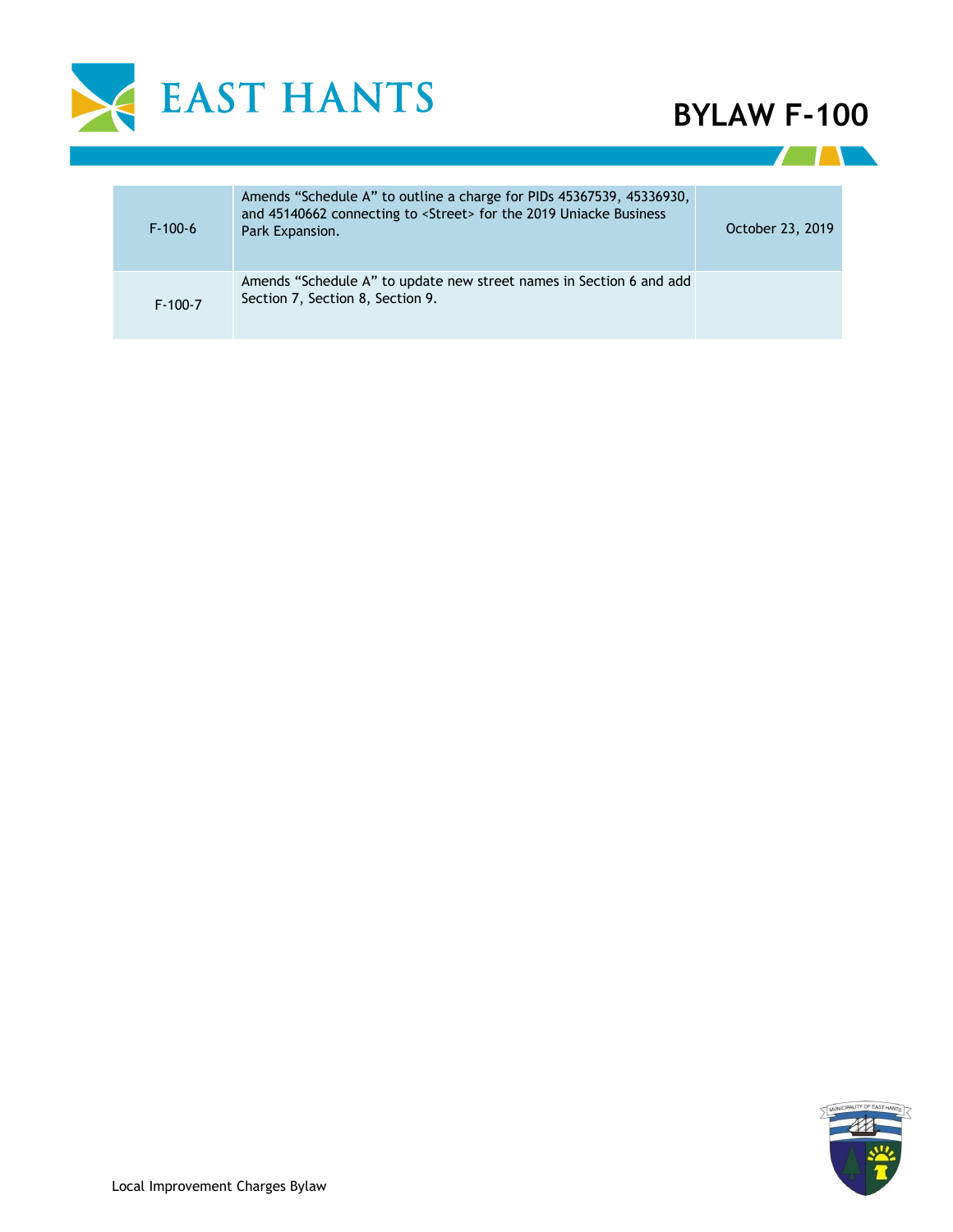| F-100-6 | Amends “Schedule A” to outline a charge for PIDs 45367539, 45336930, and 45140662 connecting to <Street> for the 2019 Uniacke Business Park Expansion. | October 23, 2019 |
|---|---|---|
| F-100-7 | Amends “Schedule A” to update new street names in Section 6 and add Section 7, Section 8, Section 9. | |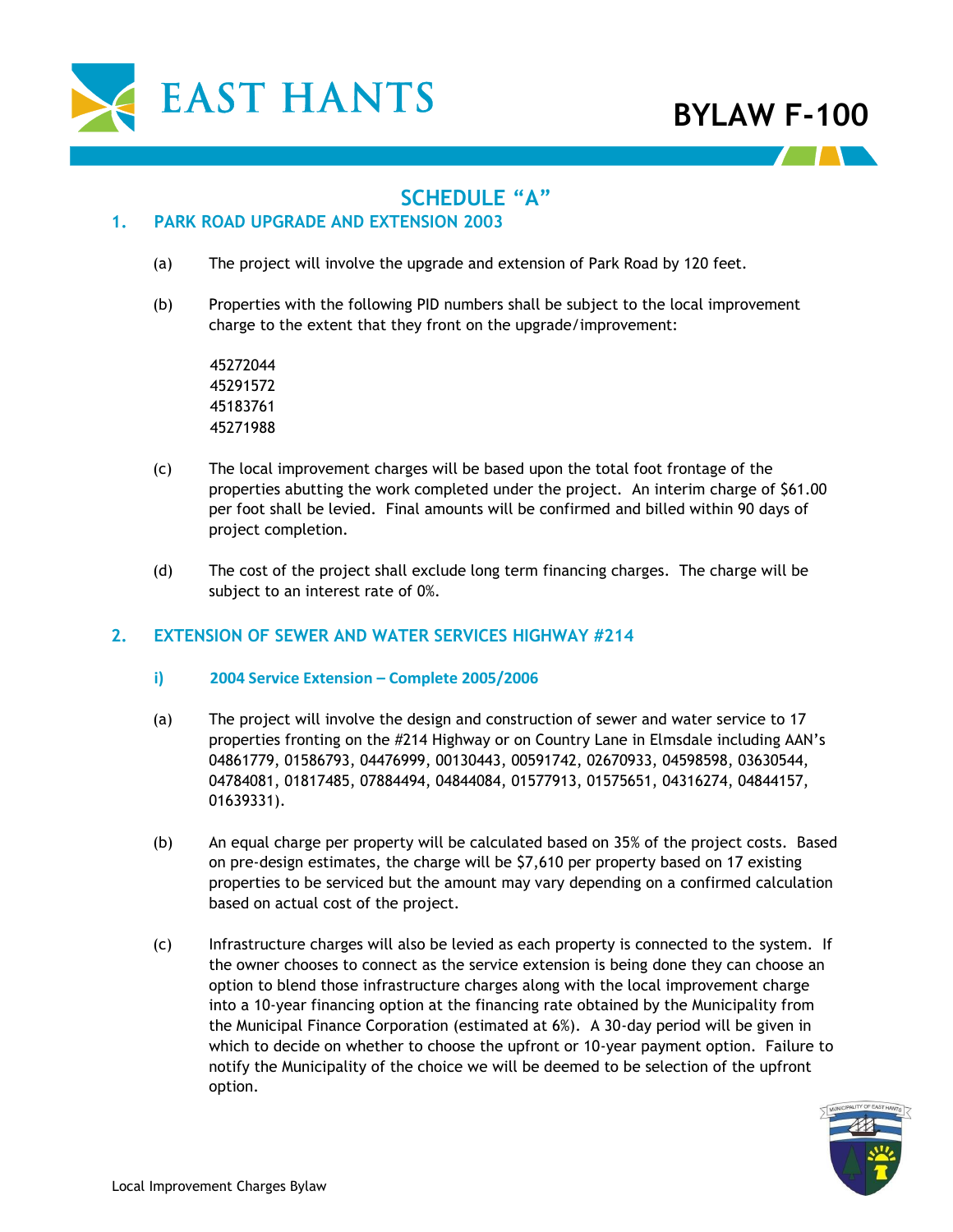## SCHEDULE "A"

### 1. PARK ROAD UPGRADE AND EXTENSION 2003

(a) The project will involve the upgrade and extension of Park Road by 120 feet.

(b) Properties with the following PID numbers shall be subject to the local improvement charge to the extent that they front on the upgrade/improvement:

45272044
45291572
45183761
45271988

(c) The local improvement charges will be based upon the total foot frontage of the properties abutting the work completed under the project. An interim charge of $61.00 per foot shall be levied. Final amounts will be confirmed and billed within 90 days of project completion.

(d) The cost of the project shall exclude long term financing charges. The charge will be subject to an interest rate of 0%.

### 2. EXTENSION OF SEWER AND WATER SERVICES HIGHWAY #214

#### i) 2004 Service Extension – Complete 2005/2006

(a) The project will involve the design and construction of sewer and water service to 17 properties fronting on the #214 Highway or on Country Lane in Elmsdale including AAN's 04861779, 01586793, 04476999, 00130443, 00591742, 02670933, 04598598, 03630544, 04784081, 01817485, 07884494, 04844084, 01577913, 01575651, 04316274, 04844157, 01639331).

(b) An equal charge per property will be calculated based on 35% of the project costs. Based on pre-design estimates, the charge will be $7,610 per property based on 17 existing properties to be serviced but the amount may vary depending on a confirmed calculation based on actual cost of the project.

(c) Infrastructure charges will also be levied as each property is connected to the system. If the owner chooses to connect as the service extension is being done they can choose an option to blend those infrastructure charges along with the local improvement charge into a 10-year financing option at the financing rate obtained by the Municipality from the Municipal Finance Corporation (estimated at 6%). A 30-day period will be given in which to decide on whether to choose the upfront or 10-year payment option. Failure to notify the Municipality of the choice we will be deemed to be selection of the upfront option.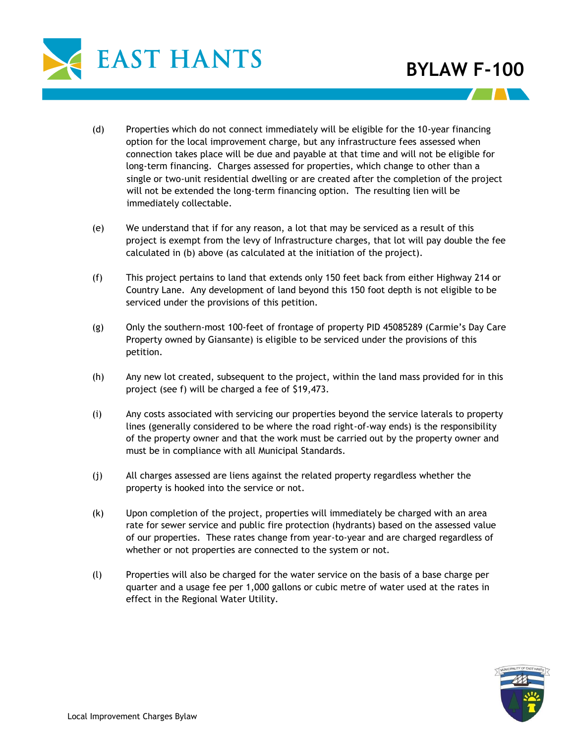(d) Properties which do not connect immediately will be eligible for the 10-year financing option for the local improvement charge, but any infrastructure fees assessed when connection takes place will be due and payable at that time and will not be eligible for long-term financing. Charges assessed for properties, which change to other than a single or two-unit residential dwelling or are created after the completion of the project will not be extended the long-term financing option. The resulting lien will be immediately collectable.

(e) We understand that if for any reason, a lot that may be serviced as a result of this project is exempt from the levy of Infrastructure charges, that lot will pay double the fee calculated in (b) above (as calculated at the initiation of the project).

(f) This project pertains to land that extends only 150 feet back from either Highway 214 or Country Lane. Any development of land beyond this 150 foot depth is not eligible to be serviced under the provisions of this petition.

(g) Only the southern-most 100-feet of frontage of property PID 45085289 (Carmie's Day Care Property owned by Giansante) is eligible to be serviced under the provisions of this petition.

(h) Any new lot created, subsequent to the project, within the land mass provided for in this project (see f) will be charged a fee of $19,473.

(i) Any costs associated with servicing our properties beyond the service laterals to property lines (generally considered to be where the road right-of-way ends) is the responsibility of the property owner and that the work must be carried out by the property owner and must be in compliance with all Municipal Standards.

(j) All charges assessed are liens against the related property regardless whether the property is hooked into the service or not.

(k) Upon completion of the project, properties will immediately be charged with an area rate for sewer service and public fire protection (hydrants) based on the assessed value of our properties. These rates change from year-to-year and are charged regardless of whether or not properties are connected to the system or not.

(l) Properties will also be charged for the water service on the basis of a base charge per quarter and a usage fee per 1,000 gallons or cubic metre of water used at the rates in effect in the Regional Water Utility.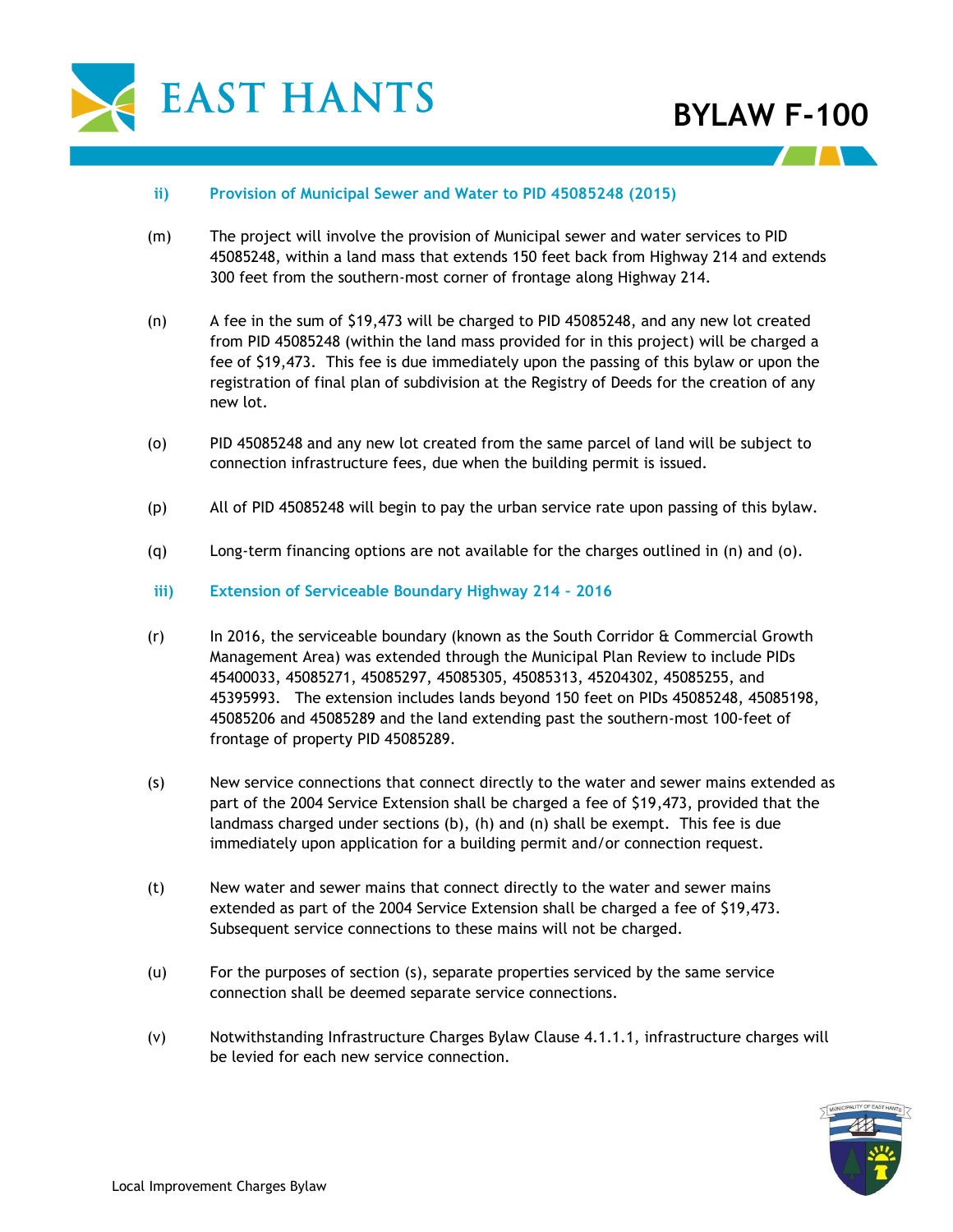### ii) Provision of Municipal Sewer and Water to PID 45085248 (2015)

(m) The project will involve the provision of Municipal sewer and water services to PID 45085248, within a land mass that extends 150 feet back from Highway 214 and extends 300 feet from the southern-most corner of frontage along Highway 214.

(n) A fee in the sum of $19,473 will be charged to PID 45085248, and any new lot created from PID 45085248 (within the land mass provided for in this project) will be charged a fee of $19,473. This fee is due immediately upon the passing of this bylaw or upon the registration of final plan of subdivision at the Registry of Deeds for the creation of any new lot.

(o) PID 45085248 and any new lot created from the same parcel of land will be subject to connection infrastructure fees, due when the building permit is issued.

(p) All of PID 45085248 will begin to pay the urban service rate upon passing of this bylaw.

(q) Long-term financing options are not available for the charges outlined in (n) and (o).

### iii) Extension of Serviceable Boundary Highway 214 - 2016

(r) In 2016, the serviceable boundary (known as the South Corridor & Commercial Growth Management Area) was extended through the Municipal Plan Review to include PIDs 45400033, 45085271, 45085297, 45085305, 45085313, 45204302, 45085255, and 45395993. The extension includes lands beyond 150 feet on PIDs 45085248, 45085198, 45085206 and 45085289 and the land extending past the southern-most 100-feet of frontage of property PID 45085289.

(s) New service connections that connect directly to the water and sewer mains extended as part of the 2004 Service Extension shall be charged a fee of $19,473, provided that the landmass charged under sections (b), (h) and (n) shall be exempt. This fee is due immediately upon application for a building permit and/or connection request.

(t) New water and sewer mains that connect directly to the water and sewer mains extended as part of the 2004 Service Extension shall be charged a fee of $19,473. Subsequent service connections to these mains will not be charged.

(u) For the purposes of section (s), separate properties serviced by the same service connection shall be deemed separate service connections.

(v) Notwithstanding Infrastructure Charges Bylaw Clause 4.1.1.1, infrastructure charges will be levied for each new service connection.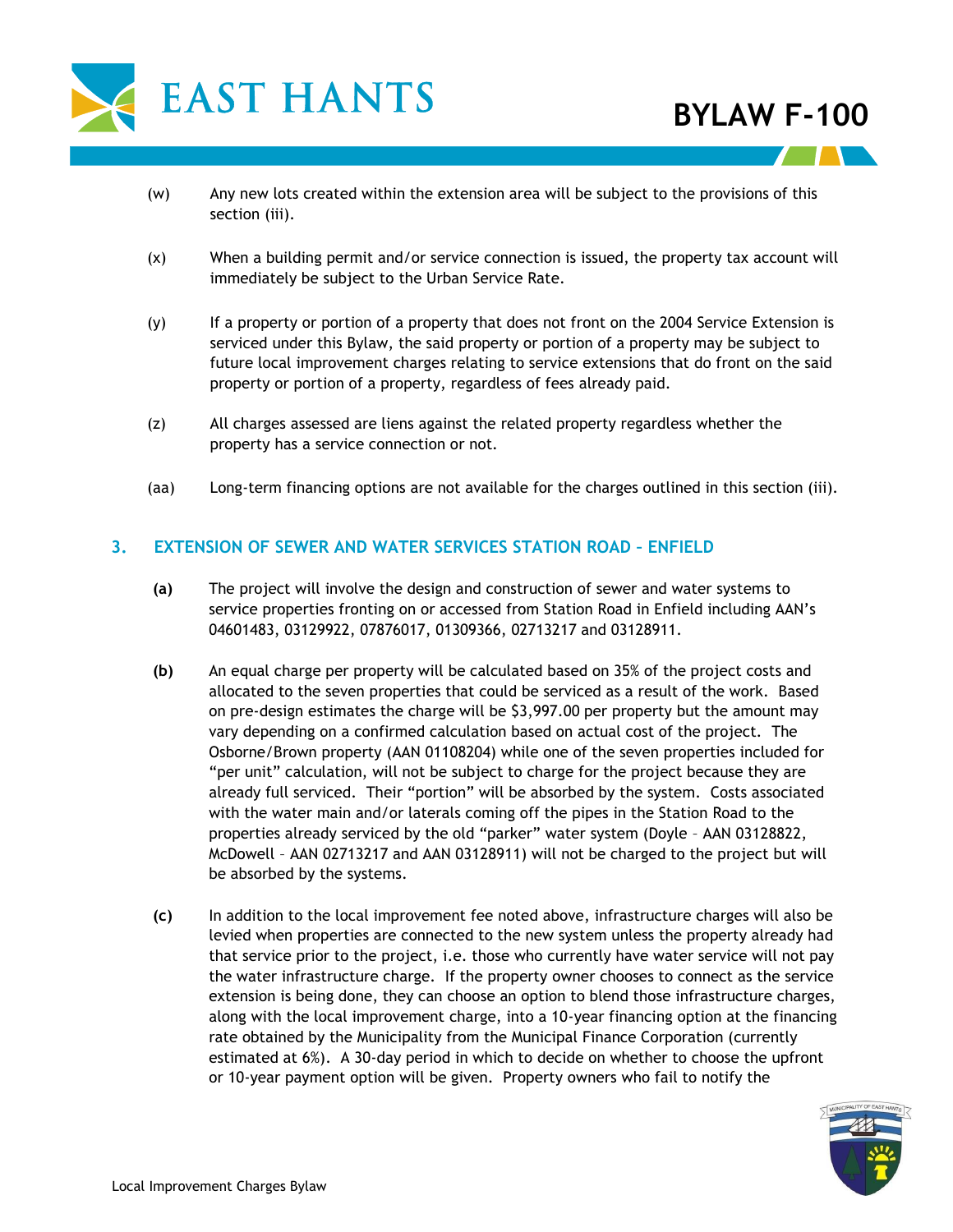(w) Any new lots created within the extension area will be subject to the provisions of this section (iii).

(x) When a building permit and/or service connection is issued, the property tax account will immediately be subject to the Urban Service Rate.

(y) If a property or portion of a property that does not front on the 2004 Service Extension is serviced under this Bylaw, the said property or portion of a property may be subject to future local improvement charges relating to service extensions that do front on the said property or portion of a property, regardless of fees already paid.

(z) All charges assessed are liens against the related property regardless whether the property has a service connection or not.

(aa) Long-term financing options are not available for the charges outlined in this section (iii).

## 3. EXTENSION OF SEWER AND WATER SERVICES STATION ROAD – ENFIELD

**(a)** The project will involve the design and construction of sewer and water systems to service properties fronting on or accessed from Station Road in Enfield including AAN's 04601483, 03129922, 07876017, 01309366, 02713217 and 03128911.

**(b)** An equal charge per property will be calculated based on 35% of the project costs and allocated to the seven properties that could be serviced as a result of the work. Based on pre-design estimates the charge will be $3,997.00 per property but the amount may vary depending on a confirmed calculation based on actual cost of the project. The Osborne/Brown property (AAN 01108204) while one of the seven properties included for "per unit" calculation, will not be subject to charge for the project because they are already full serviced. Their "portion" will be absorbed by the system. Costs associated with the water main and/or laterals coming off the pipes in the Station Road to the properties already serviced by the old "parker" water system (Doyle – AAN 03128822, McDowell – AAN 02713217 and AAN 03128911) will not be charged to the project but will be absorbed by the systems.

**(c)** In addition to the local improvement fee noted above, infrastructure charges will also be levied when properties are connected to the new system unless the property already had that service prior to the project, i.e. those who currently have water service will not pay the water infrastructure charge. If the property owner chooses to connect as the service extension is being done, they can choose an option to blend those infrastructure charges, along with the local improvement charge, into a 10-year financing option at the financing rate obtained by the Municipality from the Municipal Finance Corporation (currently estimated at 6%). A 30-day period in which to decide on whether to choose the upfront or 10-year payment option will be given. Property owners who fail to notify the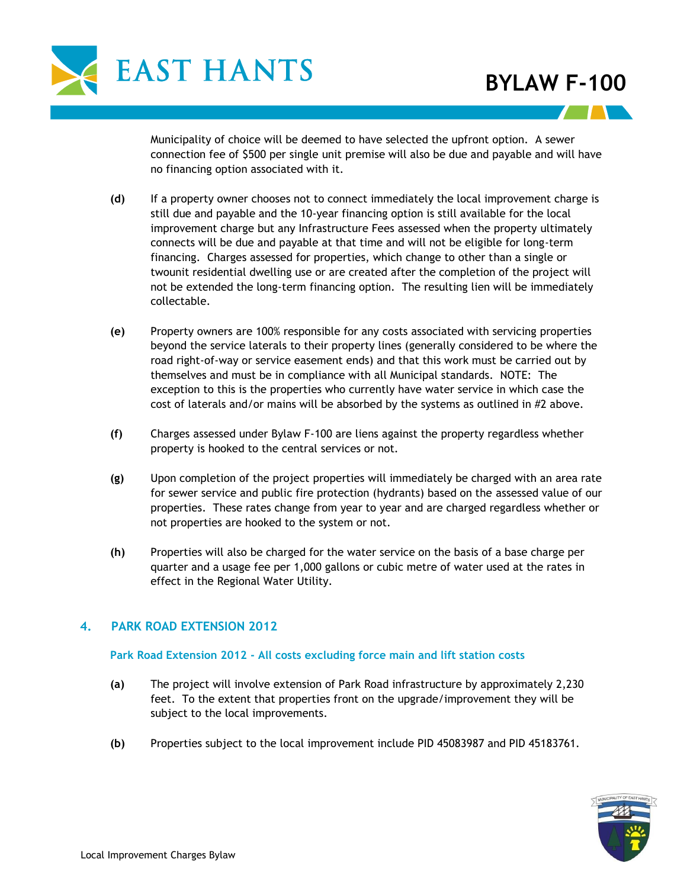Municipality of choice will be deemed to have selected the upfront option. A sewer connection fee of $500 per single unit premise will also be due and payable and will have no financing option associated with it.

**(d)** If a property owner chooses not to connect immediately the local improvement charge is still due and payable and the 10-year financing option is still available for the local improvement charge but any Infrastructure Fees assessed when the property ultimately connects will be due and payable at that time and will not be eligible for long-term financing. Charges assessed for properties, which change to other than a single or twounit residential dwelling use or are created after the completion of the project will not be extended the long-term financing option. The resulting lien will be immediately collectable.

**(e)** Property owners are 100% responsible for any costs associated with servicing properties beyond the service laterals to their property lines (generally considered to be where the road right-of-way or service easement ends) and that this work must be carried out by themselves and must be in compliance with all Municipal standards. NOTE: The exception to this is the properties who currently have water service in which case the cost of laterals and/or mains will be absorbed by the systems as outlined in #2 above.

**(f)** Charges assessed under Bylaw F-100 are liens against the property regardless whether property is hooked to the central services or not.

**(g)** Upon completion of the project properties will immediately be charged with an area rate for sewer service and public fire protection (hydrants) based on the assessed value of our properties. These rates change from year to year and are charged regardless whether or not properties are hooked to the system or not.

**(h)** Properties will also be charged for the water service on the basis of a base charge per quarter and a usage fee per 1,000 gallons or cubic metre of water used at the rates in effect in the Regional Water Utility.

## 4. PARK ROAD EXTENSION 2012

### Park Road Extension 2012 - All costs excluding force main and lift station costs

**(a)** The project will involve extension of Park Road infrastructure by approximately 2,230 feet. To the extent that properties front on the upgrade/improvement they will be subject to the local improvements.

**(b)** Properties subject to the local improvement include PID 45083987 and PID 45183761.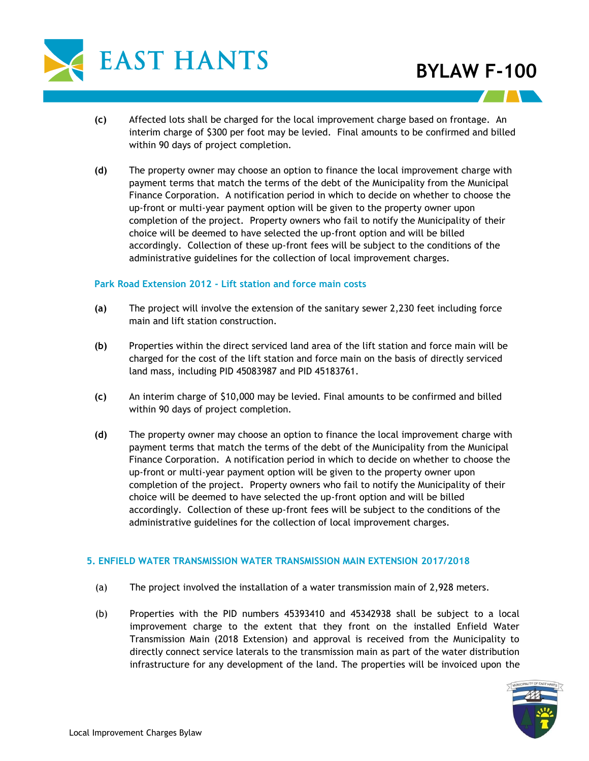(c) Affected lots shall be charged for the local improvement charge based on frontage. An interim charge of $300 per foot may be levied. Final amounts to be confirmed and billed within 90 days of project completion.

(d) The property owner may choose an option to finance the local improvement charge with payment terms that match the terms of the debt of the Municipality from the Municipal Finance Corporation. A notification period in which to decide on whether to choose the up-front or multi-year payment option will be given to the property owner upon completion of the project. Property owners who fail to notify the Municipality of their choice will be deemed to have selected the up-front option and will be billed accordingly. Collection of these up-front fees will be subject to the conditions of the administrative guidelines for the collection of local improvement charges.

### Park Road Extension 2012 - Lift station and force main costs

(a) The project will involve the extension of the sanitary sewer 2,230 feet including force main and lift station construction.

(b) Properties within the direct serviced land area of the lift station and force main will be charged for the cost of the lift station and force main on the basis of directly serviced land mass, including PID 45083987 and PID 45183761.

(c) An interim charge of $10,000 may be levied. Final amounts to be confirmed and billed within 90 days of project completion.

(d) The property owner may choose an option to finance the local improvement charge with payment terms that match the terms of the debt of the Municipality from the Municipal Finance Corporation. A notification period in which to decide on whether to choose the up-front or multi-year payment option will be given to the property owner upon completion of the project. Property owners who fail to notify the Municipality of their choice will be deemed to have selected the up-front option and will be billed accordingly. Collection of these up-front fees will be subject to the conditions of the administrative guidelines for the collection of local improvement charges.

## 5. ENFIELD WATER TRANSMISSION WATER TRANSMISSION MAIN EXTENSION 2017/2018

(a) The project involved the installation of a water transmission main of 2,928 meters.

(b) Properties with the PID numbers 45393410 and 45342938 shall be subject to a local improvement charge to the extent that they front on the installed Enfield Water Transmission Main (2018 Extension) and approval is received from the Municipality to directly connect service laterals to the transmission main as part of the water distribution infrastructure for any development of the land. The properties will be invoiced upon the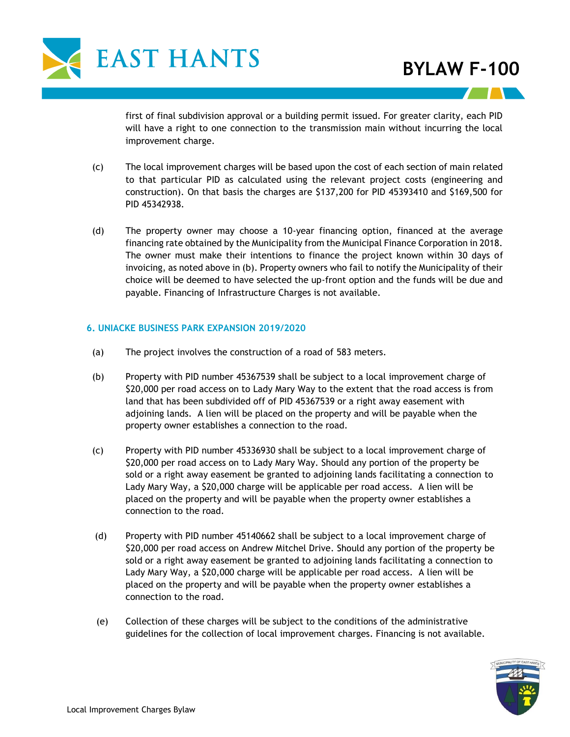first of final subdivision approval or a building permit issued. For greater clarity, each PID will have a right to one connection to the transmission main without incurring the local improvement charge.

(c) The local improvement charges will be based upon the cost of each section of main related to that particular PID as calculated using the relevant project costs (engineering and construction). On that basis the charges are $137,200 for PID 45393410 and $169,500 for PID 45342938.

(d) The property owner may choose a 10-year financing option, financed at the average financing rate obtained by the Municipality from the Municipal Finance Corporation in 2018. The owner must make their intentions to finance the project known within 30 days of invoicing, as noted above in (b). Property owners who fail to notify the Municipality of their choice will be deemed to have selected the up-front option and the funds will be due and payable. Financing of Infrastructure Charges is not available.

### 6. UNIACKE BUSINESS PARK EXPANSION 2019/2020

(a) The project involves the construction of a road of 583 meters.

(b) Property with PID number 45367539 shall be subject to a local improvement charge of $20,000 per road access on to Lady Mary Way to the extent that the road access is from land that has been subdivided off of PID 45367539 or a right away easement with adjoining lands. A lien will be placed on the property and will be payable when the property owner establishes a connection to the road.

(c) Property with PID number 45336930 shall be subject to a local improvement charge of $20,000 per road access on to Lady Mary Way. Should any portion of the property be sold or a right away easement be granted to adjoining lands facilitating a connection to Lady Mary Way, a $20,000 charge will be applicable per road access. A lien will be placed on the property and will be payable when the property owner establishes a connection to the road.

(d) Property with PID number 45140662 shall be subject to a local improvement charge of $20,000 per road access on Andrew Mitchel Drive. Should any portion of the property be sold or a right away easement be granted to adjoining lands facilitating a connection to Lady Mary Way, a $20,000 charge will be applicable per road access. A lien will be placed on the property and will be payable when the property owner establishes a connection to the road.

(e) Collection of these charges will be subject to the conditions of the administrative guidelines for the collection of local improvement charges. Financing is not available.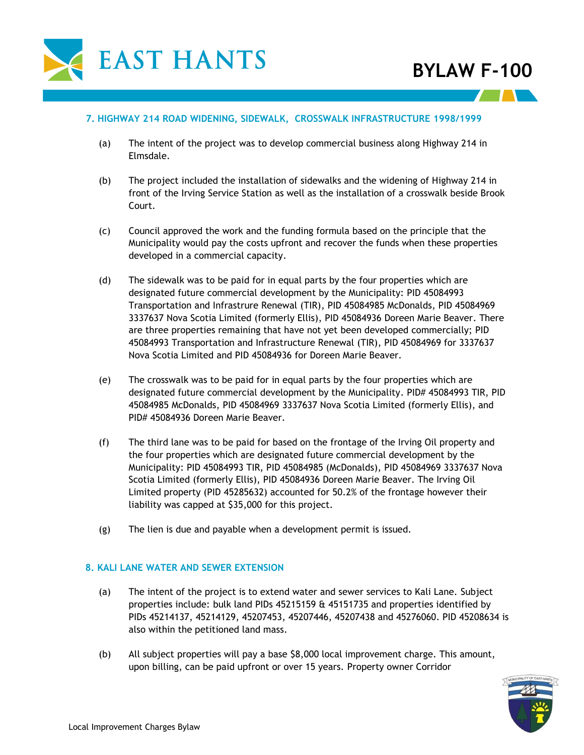## 7. HIGHWAY 214 ROAD WIDENING, SIDEWALK, CROSSWALK INFRASTRUCTURE 1998/1999

(a) The intent of the project was to develop commercial business along Highway 214 in Elmsdale.

(b) The project included the installation of sidewalks and the widening of Highway 214 in front of the Irving Service Station as well as the installation of a crosswalk beside Brook Court.

(c) Council approved the work and the funding formula based on the principle that the Municipality would pay the costs upfront and recover the funds when these properties developed in a commercial capacity.

(d) The sidewalk was to be paid for in equal parts by the four properties which are designated future commercial development by the Municipality: PID 45084993 Transportation and Infrastrure Renewal (TIR), PID 45084985 McDonalds, PID 45084969 3337637 Nova Scotia Limited (formerly Ellis), PID 45084936 Doreen Marie Beaver. There are three properties remaining that have not yet been developed commercially; PID 45084993 Transportation and Infrastructure Renewal (TIR), PID 45084969 for 3337637 Nova Scotia Limited and PID 45084936 for Doreen Marie Beaver.

(e) The crosswalk was to be paid for in equal parts by the four properties which are designated future commercial development by the Municipality. PID# 45084993 TIR, PID 45084985 McDonalds, PID 45084969 3337637 Nova Scotia Limited (formerly Ellis), and PID# 45084936 Doreen Marie Beaver.

(f) The third lane was to be paid for based on the frontage of the Irving Oil property and the four properties which are designated future commercial development by the Municipality: PID 45084993 TIR, PID 45084985 (McDonalds), PID 45084969 3337637 Nova Scotia Limited (formerly Ellis), PID 45084936 Doreen Marie Beaver. The Irving Oil Limited property (PID 45285632) accounted for 50.2% of the frontage however their liability was capped at $35,000 for this project.

(g) The lien is due and payable when a development permit is issued.

## 8. KALI LANE WATER AND SEWER EXTENSION

(a) The intent of the project is to extend water and sewer services to Kali Lane. Subject properties include: bulk land PIDs 45215159 & 45151735 and properties identified by PIDs 45214137, 45214129, 45207453, 45207446, 45207438 and 45276060. PID 45208634 is also within the petitioned land mass.

(b) All subject properties will pay a base $8,000 local improvement charge. This amount, upon billing, can be paid upfront or over 15 years. Property owner Corridor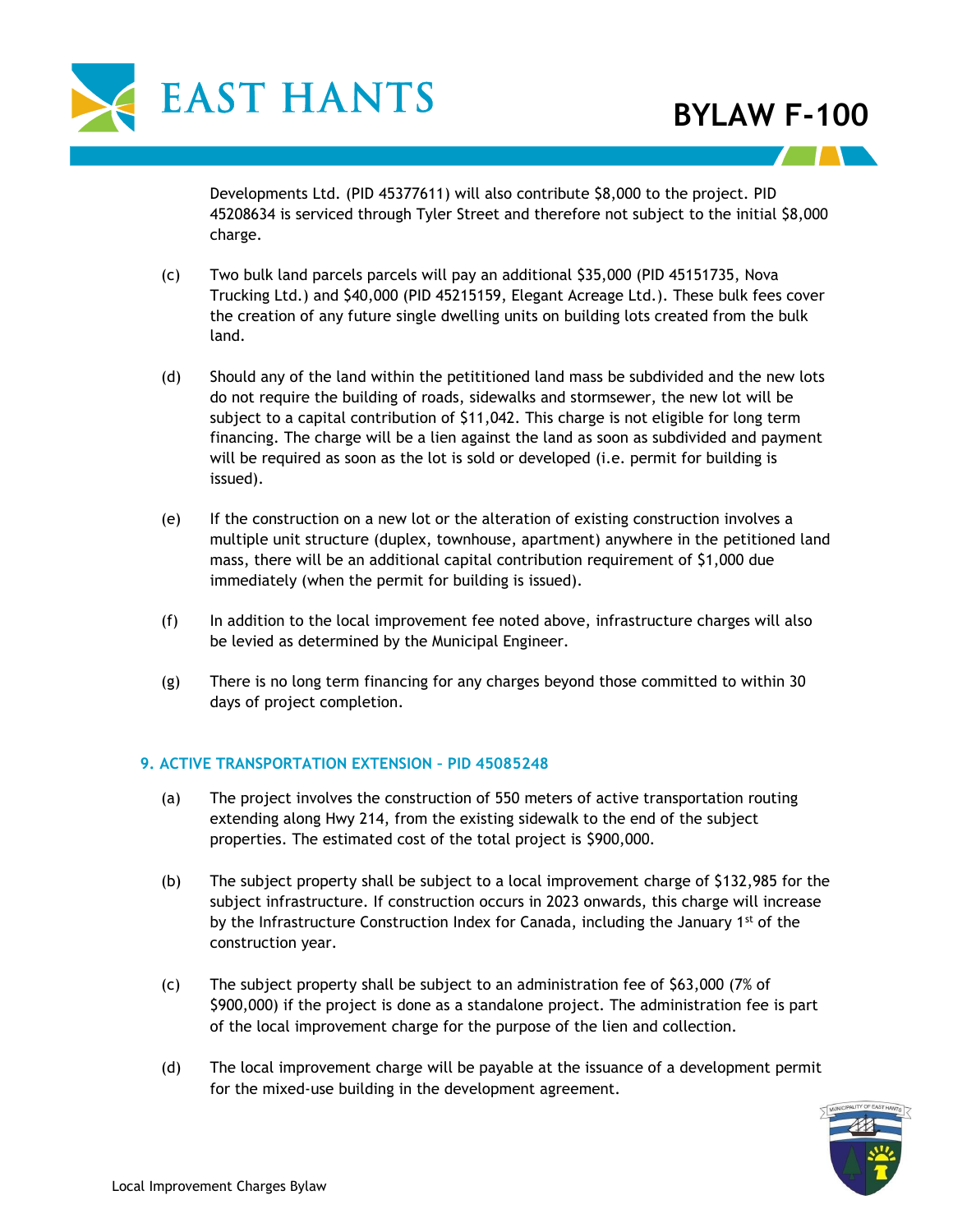Developments Ltd. (PID 45377611) will also contribute $8,000 to the project. PID 45208634 is serviced through Tyler Street and therefore not subject to the initial $8,000 charge.

(c) Two bulk land parcels parcels will pay an additional $35,000 (PID 45151735, Nova Trucking Ltd.) and $40,000 (PID 45215159, Elegant Acreage Ltd.). These bulk fees cover the creation of any future single dwelling units on building lots created from the bulk land.

(d) Should any of the land within the petititioned land mass be subdivided and the new lots do not require the building of roads, sidewalks and stormsewer, the new lot will be subject to a capital contribution of $11,042. This charge is not eligible for long term financing. The charge will be a lien against the land as soon as subdivided and payment will be required as soon as the lot is sold or developed (i.e. permit for building is issued).

(e) If the construction on a new lot or the alteration of existing construction involves a multiple unit structure (duplex, townhouse, apartment) anywhere in the petitioned land mass, there will be an additional capital contribution requirement of $1,000 due immediately (when the permit for building is issued).

(f) In addition to the local improvement fee noted above, infrastructure charges will also be levied as determined by the Municipal Engineer.

(g) There is no long term financing for any charges beyond those committed to within 30 days of project completion.

### 9. ACTIVE TRANSPORTATION EXTENSION – PID 45085248

(a) The project involves the construction of 550 meters of active transportation routing extending along Hwy 214, from the existing sidewalk to the end of the subject properties. The estimated cost of the total project is $900,000.

(b) The subject property shall be subject to a local improvement charge of $132,985 for the subject infrastructure. If construction occurs in 2023 onwards, this charge will increase by the Infrastructure Construction Index for Canada, including the January 1st of the construction year.

(c) The subject property shall be subject to an administration fee of $63,000 (7% of $900,000) if the project is done as a standalone project. The administration fee is part of the local improvement charge for the purpose of the lien and collection.

(d) The local improvement charge will be payable at the issuance of a development permit for the mixed-use building in the development agreement.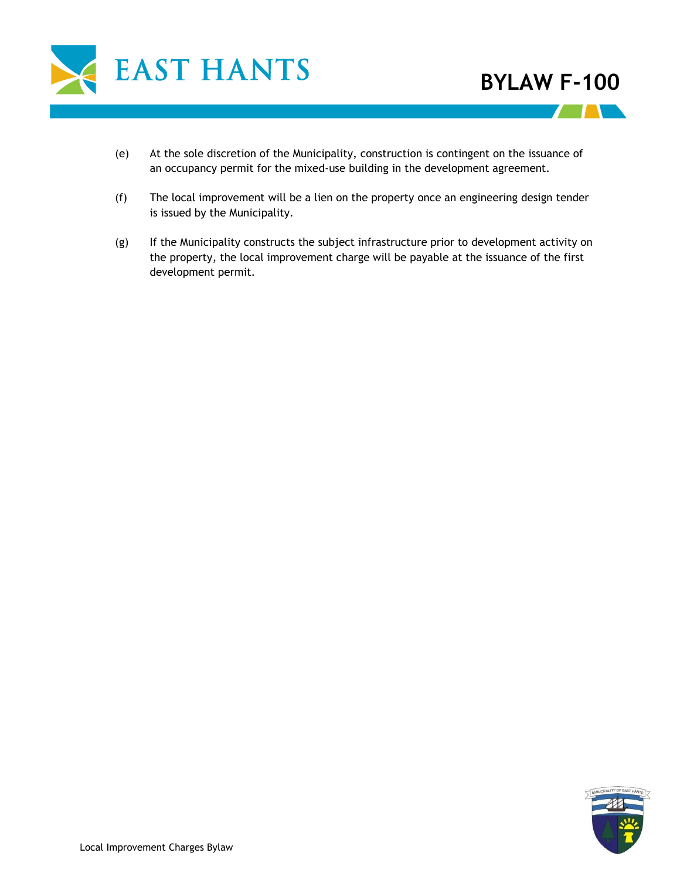(e) At the sole discretion of the Municipality, construction is contingent on the issuance of an occupancy permit for the mixed-use building in the development agreement.

(f) The local improvement will be a lien on the property once an engineering design tender is issued by the Municipality.

(g) If the Municipality constructs the subject infrastructure prior to development activity on the property, the local improvement charge will be payable at the issuance of the first development permit.